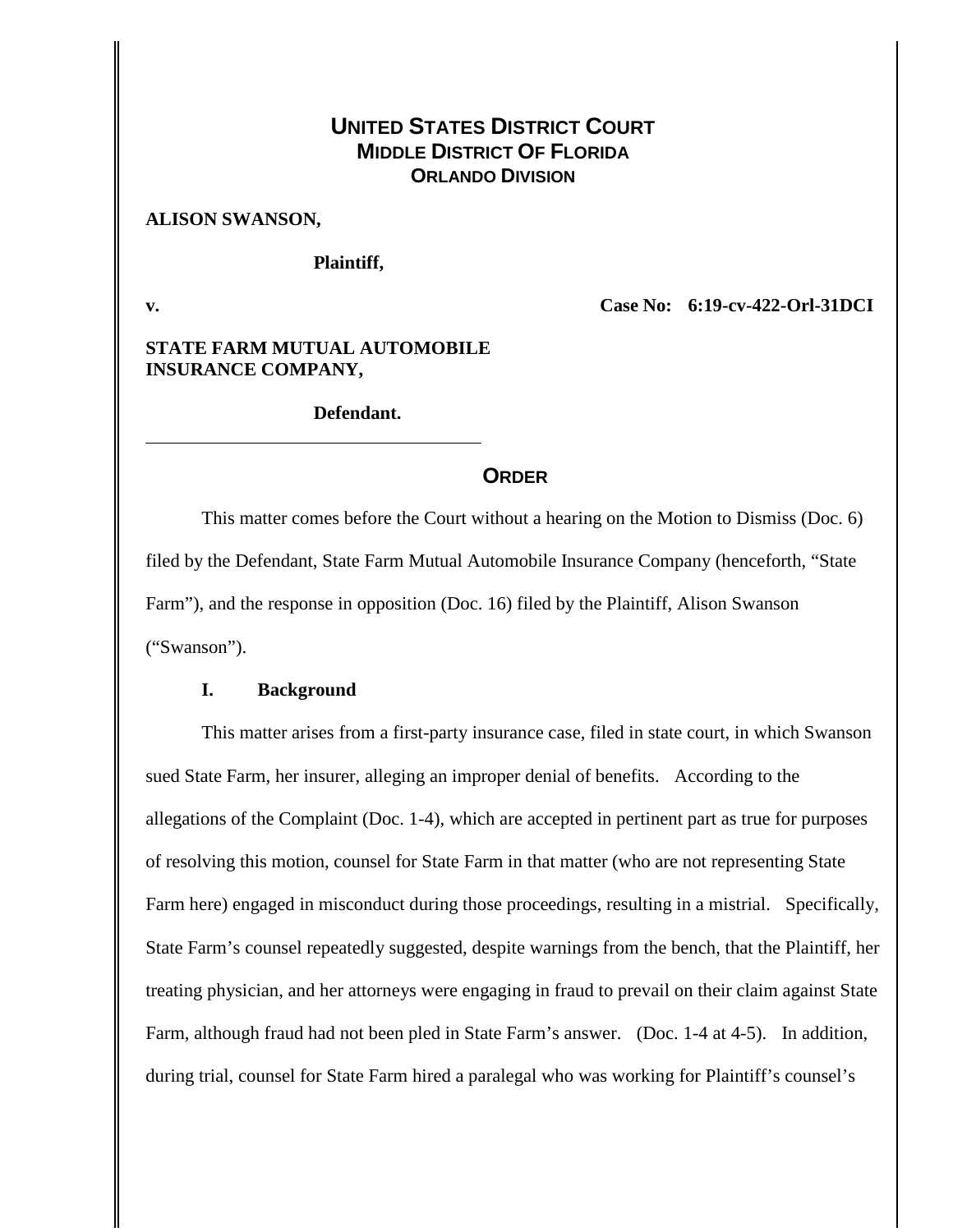# UNITED STATES DISTRICT COURT
## MIDDLE DISTRICT OF FLORIDA
### ORLANDO DIVISION

**ALISON SWANSON,**

**Plaintiff,**

**v.** **Case No: 6:19-cv-422-Orl-31DCI**

**STATE FARM MUTUAL AUTOMOBILE INSURANCE COMPANY,**

**Defendant.**

---

## ORDER

This matter comes before the Court without a hearing on the Motion to Dismiss (Doc. 6) filed by the Defendant, State Farm Mutual Automobile Insurance Company (henceforth, "State Farm"), and the response in opposition (Doc. 16) filed by the Plaintiff, Alison Swanson ("Swanson").

**I. Background**

This matter arises from a first-party insurance case, filed in state court, in which Swanson sued State Farm, her insurer, alleging an improper denial of benefits. According to the allegations of the Complaint (Doc. 1-4), which are accepted in pertinent part as true for purposes of resolving this motion, counsel for State Farm in that matter (who are not representing State Farm here) engaged in misconduct during those proceedings, resulting in a mistrial. Specifically, State Farm's counsel repeatedly suggested, despite warnings from the bench, that the Plaintiff, her treating physician, and her attorneys were engaging in fraud to prevail on their claim against State Farm, although fraud had not been pled in State Farm's answer. (Doc. 1-4 at 4-5). In addition, during trial, counsel for State Farm hired a paralegal who was working for Plaintiff's counsel's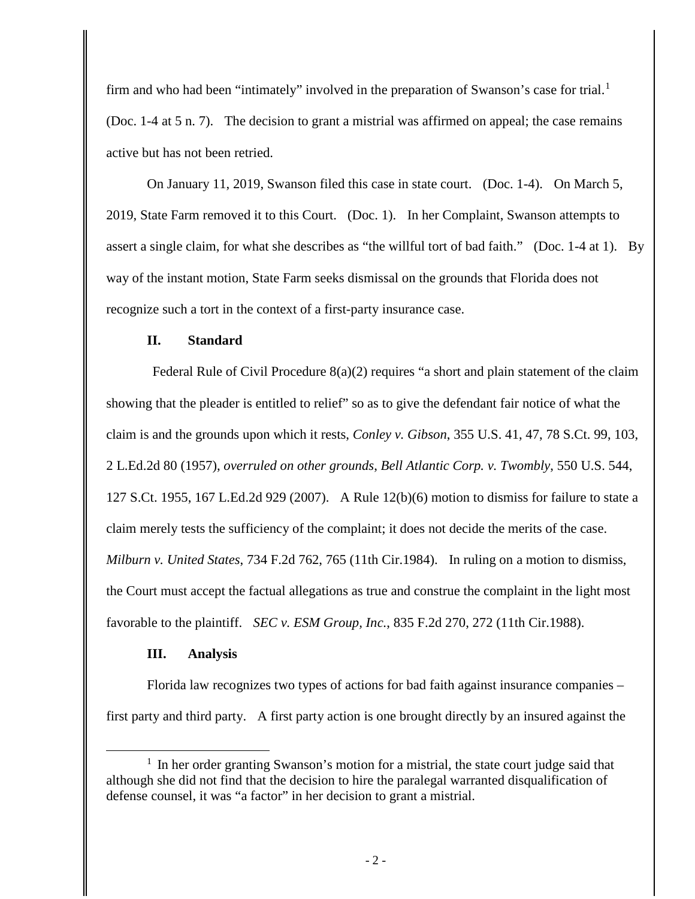firm and who had been "intimately" involved in the preparation of Swanson's case for trial.[1] (Doc. 1-4 at 5 n. 7). The decision to grant a mistrial was affirmed on appeal; the case remains active but has not been retried.

On January 11, 2019, Swanson filed this case in state court. (Doc. 1-4). On March 5, 2019, State Farm removed it to this Court. (Doc. 1). In her Complaint, Swanson attempts to assert a single claim, for what she describes as "the willful tort of bad faith." (Doc. 1-4 at 1). By way of the instant motion, State Farm seeks dismissal on the grounds that Florida does not recognize such a tort in the context of a first-party insurance case.

## II. Standard

Federal Rule of Civil Procedure 8(a)(2) requires "a short and plain statement of the claim showing that the pleader is entitled to relief" so as to give the defendant fair notice of what the claim is and the grounds upon which it rests, *Conley v. Gibson*, 355 U.S. 41, 47, 78 S.Ct. 99, 103, 2 L.Ed.2d 80 (1957), *overruled on other grounds*, *Bell Atlantic Corp. v. Twombly*, 550 U.S. 544, 127 S.Ct. 1955, 167 L.Ed.2d 929 (2007). A Rule 12(b)(6) motion to dismiss for failure to state a claim merely tests the sufficiency of the complaint; it does not decide the merits of the case. *Milburn v. United States*, 734 F.2d 762, 765 (11th Cir.1984). In ruling on a motion to dismiss, the Court must accept the factual allegations as true and construe the complaint in the light most favorable to the plaintiff. *SEC v. ESM Group, Inc.*, 835 F.2d 270, 272 (11th Cir.1988).

## III. Analysis

Florida law recognizes two types of actions for bad faith against insurance companies – first party and third party. A first party action is one brought directly by an insured against the

---

[1] In her order granting Swanson's motion for a mistrial, the state court judge said that although she did not find that the decision to hire the paralegal warranted disqualification of defense counsel, it was "a factor" in her decision to grant a mistrial.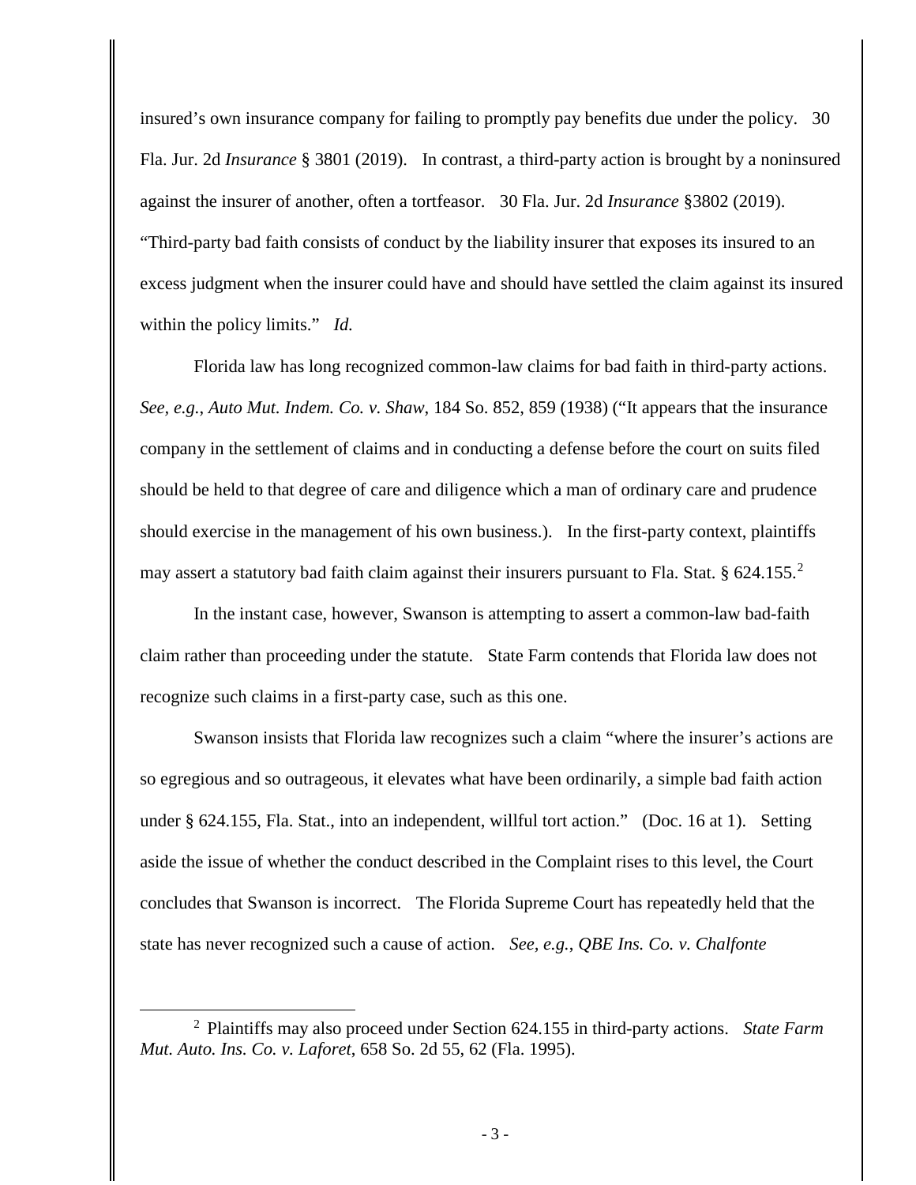insured's own insurance company for failing to promptly pay benefits due under the policy. 30 Fla. Jur. 2d *Insurance* § 3801 (2019). In contrast, a third-party action is brought by a noninsured against the insurer of another, often a tortfeasor. 30 Fla. Jur. 2d *Insurance* §3802 (2019). "Third-party bad faith consists of conduct by the liability insurer that exposes its insured to an excess judgment when the insurer could have and should have settled the claim against its insured within the policy limits." *Id.*

Florida law has long recognized common-law claims for bad faith in third-party actions. *See, e.g.*, *Auto Mut. Indem. Co. v. Shaw*, 184 So. 852, 859 (1938) ("It appears that the insurance company in the settlement of claims and in conducting a defense before the court on suits filed should be held to that degree of care and diligence which a man of ordinary care and prudence should exercise in the management of his own business.). In the first-party context, plaintiffs may assert a statutory bad faith claim against their insurers pursuant to Fla. Stat. § 624.155.[2]

In the instant case, however, Swanson is attempting to assert a common-law bad-faith claim rather than proceeding under the statute. State Farm contends that Florida law does not recognize such claims in a first-party case, such as this one.

Swanson insists that Florida law recognizes such a claim "where the insurer's actions are so egregious and so outrageous, it elevates what have been ordinarily, a simple bad faith action under § 624.155, Fla. Stat., into an independent, willful tort action." (Doc. 16 at 1). Setting aside the issue of whether the conduct described in the Complaint rises to this level, the Court concludes that Swanson is incorrect. The Florida Supreme Court has repeatedly held that the state has never recognized such a cause of action. *See, e.g.*, *QBE Ins. Co. v. Chalfonte*

[2] Plaintiffs may also proceed under Section 624.155 in third-party actions. *State Farm Mut. Auto. Ins. Co. v. Laforet*, 658 So. 2d 55, 62 (Fla. 1995).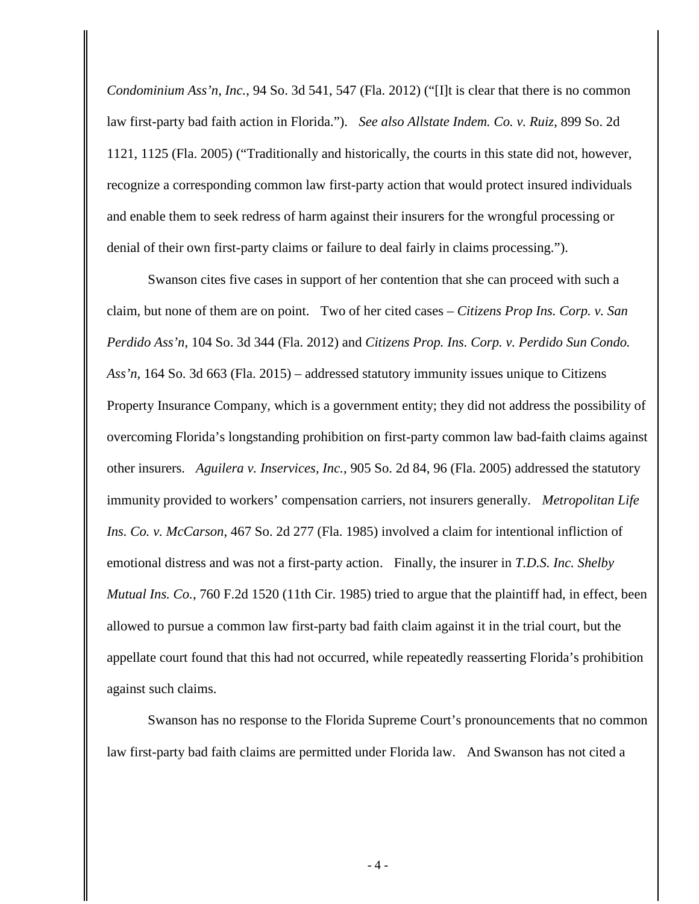*Condominium Ass'n, Inc.*, 94 So. 3d 541, 547 (Fla. 2012) ("[I]t is clear that there is no common law first-party bad faith action in Florida."). *See also Allstate Indem. Co. v. Ruiz*, 899 So. 2d 1121, 1125 (Fla. 2005) ("Traditionally and historically, the courts in this state did not, however, recognize a corresponding common law first-party action that would protect insured individuals and enable them to seek redress of harm against their insurers for the wrongful processing or denial of their own first-party claims or failure to deal fairly in claims processing.").

Swanson cites five cases in support of her contention that she can proceed with such a claim, but none of them are on point. Two of her cited cases – *Citizens Prop Ins. Corp. v. San Perdido Ass'n*, 104 So. 3d 344 (Fla. 2012) and *Citizens Prop. Ins. Corp. v. Perdido Sun Condo. Ass'n*, 164 So. 3d 663 (Fla. 2015) – addressed statutory immunity issues unique to Citizens Property Insurance Company, which is a government entity; they did not address the possibility of overcoming Florida's longstanding prohibition on first-party common law bad-faith claims against other insurers. *Aguilera v. Inservices, Inc.*, 905 So. 2d 84, 96 (Fla. 2005) addressed the statutory immunity provided to workers' compensation carriers, not insurers generally. *Metropolitan Life Ins. Co. v. McCarson*, 467 So. 2d 277 (Fla. 1985) involved a claim for intentional infliction of emotional distress and was not a first-party action. Finally, the insurer in *T.D.S. Inc. Shelby Mutual Ins. Co.*, 760 F.2d 1520 (11th Cir. 1985) tried to argue that the plaintiff had, in effect, been allowed to pursue a common law first-party bad faith claim against it in the trial court, but the appellate court found that this had not occurred, while repeatedly reasserting Florida's prohibition against such claims.

Swanson has no response to the Florida Supreme Court's pronouncements that no common law first-party bad faith claims are permitted under Florida law. And Swanson has not cited a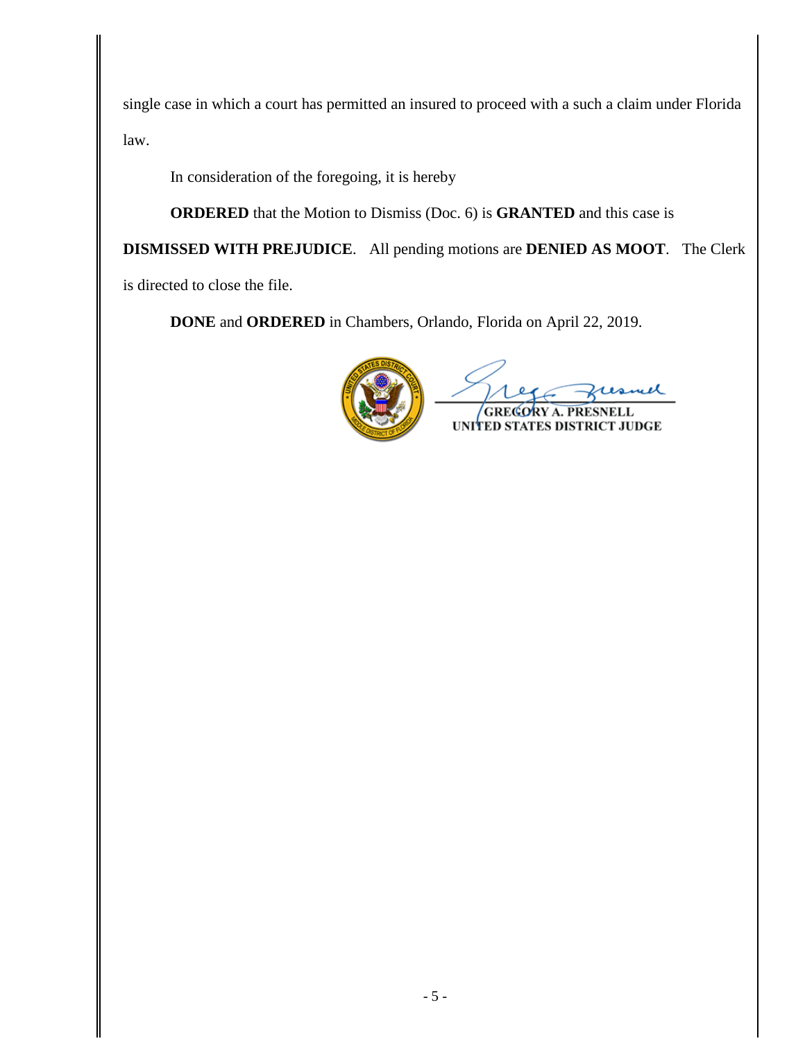single case in which a court has permitted an insured to proceed with a such a claim under Florida law.

In consideration of the foregoing, it is hereby

**ORDERED** that the Motion to Dismiss (Doc. 6) is **GRANTED** and this case is **DISMISSED WITH PREJUDICE**. All pending motions are **DENIED AS MOOT**. The Clerk is directed to close the file.

**DONE** and **ORDERED** in Chambers, Orlando, Florida on April 22, 2019.

GREGORY A. PRESNELL
UNITED STATES DISTRICT JUDGE